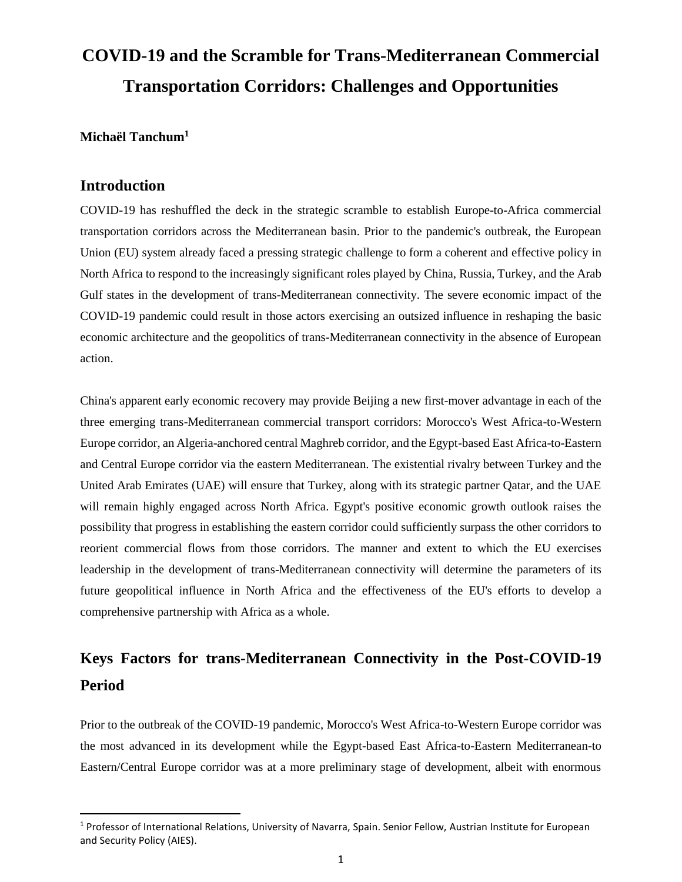# COVID-19 and the Scramble for Trans-Mediterranean Commercial Transportation Corridors: Challenges and Opportunities

**Michaël Tanchum[1]**

## Introduction

COVID-19 has reshuffled the deck in the strategic scramble to establish Europe-to-Africa commercial transportation corridors across the Mediterranean basin. Prior to the pandemic's outbreak, the European Union (EU) system already faced a pressing strategic challenge to form a coherent and effective policy in North Africa to respond to the increasingly significant roles played by China, Russia, Turkey, and the Arab Gulf states in the development of trans-Mediterranean connectivity. The severe economic impact of the COVID-19 pandemic could result in those actors exercising an outsized influence in reshaping the basic economic architecture and the geopolitics of trans-Mediterranean connectivity in the absence of European action.

China's apparent early economic recovery may provide Beijing a new first-mover advantage in each of the three emerging trans-Mediterranean commercial transport corridors: Morocco's West Africa-to-Western Europe corridor, an Algeria-anchored central Maghreb corridor, and the Egypt-based East Africa-to-Eastern and Central Europe corridor via the eastern Mediterranean. The existential rivalry between Turkey and the United Arab Emirates (UAE) will ensure that Turkey, along with its strategic partner Qatar, and the UAE will remain highly engaged across North Africa. Egypt's positive economic growth outlook raises the possibility that progress in establishing the eastern corridor could sufficiently surpass the other corridors to reorient commercial flows from those corridors. The manner and extent to which the EU exercises leadership in the development of trans-Mediterranean connectivity will determine the parameters of its future geopolitical influence in North Africa and the effectiveness of the EU's efforts to develop a comprehensive partnership with Africa as a whole.

## Keys Factors for trans-Mediterranean Connectivity in the Post-COVID-19 Period

Prior to the outbreak of the COVID-19 pandemic, Morocco's West Africa-to-Western Europe corridor was the most advanced in its development while the Egypt-based East Africa-to-Eastern Mediterranean-to Eastern/Central Europe corridor was at a more preliminary stage of development, albeit with enormous

---

[1] Professor of International Relations, University of Navarra, Spain. Senior Fellow, Austrian Institute for European and Security Policy (AIES).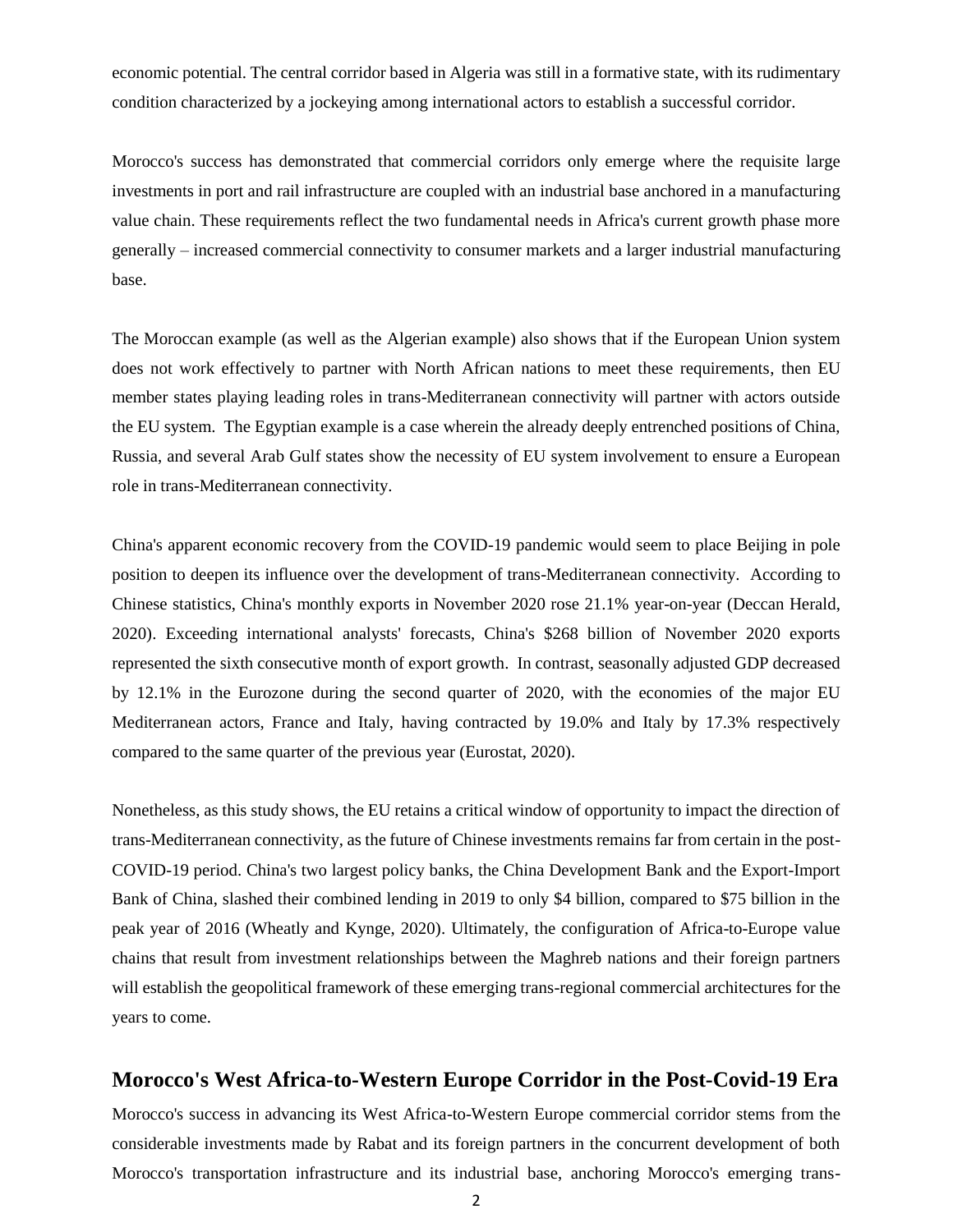economic potential. The central corridor based in Algeria was still in a formative state, with its rudimentary condition characterized by a jockeying among international actors to establish a successful corridor.

Morocco's success has demonstrated that commercial corridors only emerge where the requisite large investments in port and rail infrastructure are coupled with an industrial base anchored in a manufacturing value chain. These requirements reflect the two fundamental needs in Africa's current growth phase more generally – increased commercial connectivity to consumer markets and a larger industrial manufacturing base.

The Moroccan example (as well as the Algerian example) also shows that if the European Union system does not work effectively to partner with North African nations to meet these requirements, then EU member states playing leading roles in trans-Mediterranean connectivity will partner with actors outside the EU system. The Egyptian example is a case wherein the already deeply entrenched positions of China, Russia, and several Arab Gulf states show the necessity of EU system involvement to ensure a European role in trans-Mediterranean connectivity.

China's apparent economic recovery from the COVID-19 pandemic would seem to place Beijing in pole position to deepen its influence over the development of trans-Mediterranean connectivity. According to Chinese statistics, China's monthly exports in November 2020 rose 21.1% year-on-year (Deccan Herald, 2020). Exceeding international analysts' forecasts, China's $268 billion of November 2020 exports represented the sixth consecutive month of export growth. In contrast, seasonally adjusted GDP decreased by 12.1% in the Eurozone during the second quarter of 2020, with the economies of the major EU Mediterranean actors, France and Italy, having contracted by 19.0% and Italy by 17.3% respectively compared to the same quarter of the previous year (Eurostat, 2020).

Nonetheless, as this study shows, the EU retains a critical window of opportunity to impact the direction of trans-Mediterranean connectivity, as the future of Chinese investments remains far from certain in the post-COVID-19 period. China's two largest policy banks, the China Development Bank and the Export-Import Bank of China, slashed their combined lending in 2019 to only $4 billion, compared to $75 billion in the peak year of 2016 (Wheatly and Kynge, 2020). Ultimately, the configuration of Africa-to-Europe value chains that result from investment relationships between the Maghreb nations and their foreign partners will establish the geopolitical framework of these emerging trans-regional commercial architectures for the years to come.

## Morocco's West Africa-to-Western Europe Corridor in the Post-Covid-19 Era

Morocco's success in advancing its West Africa-to-Western Europe commercial corridor stems from the considerable investments made by Rabat and its foreign partners in the concurrent development of both Morocco's transportation infrastructure and its industrial base, anchoring Morocco's emerging trans-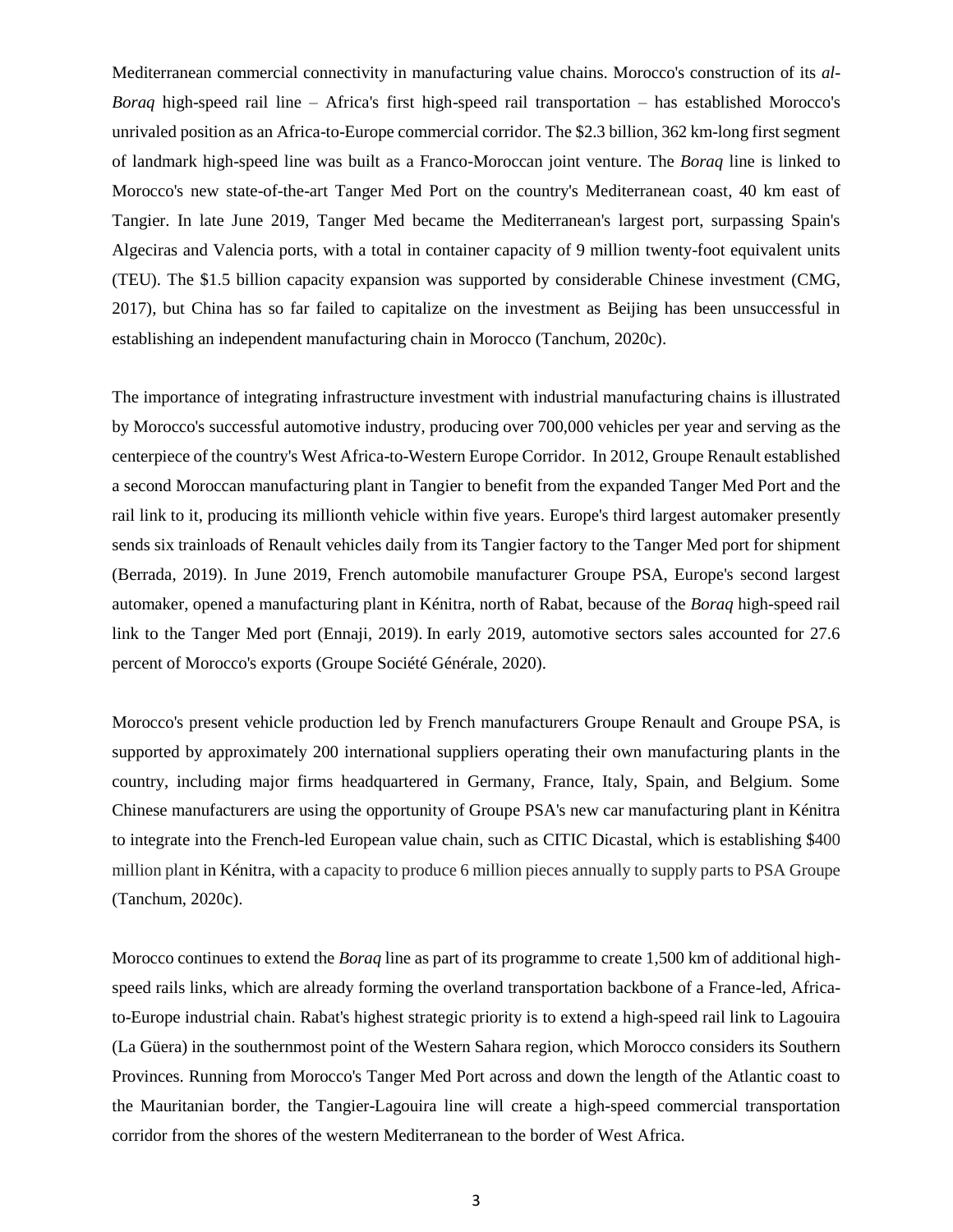Mediterranean commercial connectivity in manufacturing value chains. Morocco's construction of its *al-Boraq* high-speed rail line – Africa's first high-speed rail transportation – has established Morocco's unrivaled position as an Africa-to-Europe commercial corridor. The $2.3 billion, 362 km-long first segment of landmark high-speed line was built as a Franco-Moroccan joint venture. The *Boraq* line is linked to Morocco's new state-of-the-art Tanger Med Port on the country's Mediterranean coast, 40 km east of Tangier. In late June 2019, Tanger Med became the Mediterranean's largest port, surpassing Spain's Algeciras and Valencia ports, with a total in container capacity of 9 million twenty-foot equivalent units (TEU). The $1.5 billion capacity expansion was supported by considerable Chinese investment (CMG, 2017), but China has so far failed to capitalize on the investment as Beijing has been unsuccessful in establishing an independent manufacturing chain in Morocco (Tanchum, 2020c).

The importance of integrating infrastructure investment with industrial manufacturing chains is illustrated by Morocco's successful automotive industry, producing over 700,000 vehicles per year and serving as the centerpiece of the country's West Africa-to-Western Europe Corridor. In 2012, Groupe Renault established a second Moroccan manufacturing plant in Tangier to benefit from the expanded Tanger Med Port and the rail link to it, producing its millionth vehicle within five years. Europe's third largest automaker presently sends six trainloads of Renault vehicles daily from its Tangier factory to the Tanger Med port for shipment (Berrada, 2019). In June 2019, French automobile manufacturer Groupe PSA, Europe's second largest automaker, opened a manufacturing plant in Kénitra, north of Rabat, because of the *Boraq* high-speed rail link to the Tanger Med port (Ennaji, 2019). In early 2019, automotive sectors sales accounted for 27.6 percent of Morocco's exports (Groupe Société Générale, 2020).

Morocco's present vehicle production led by French manufacturers Groupe Renault and Groupe PSA, is supported by approximately 200 international suppliers operating their own manufacturing plants in the country, including major firms headquartered in Germany, France, Italy, Spain, and Belgium. Some Chinese manufacturers are using the opportunity of Groupe PSA's new car manufacturing plant in Kénitra to integrate into the French-led European value chain, such as CITIC Dicastal, which is establishing $400 million plant in Kénitra, with a capacity to produce 6 million pieces annually to supply parts to PSA Groupe (Tanchum, 2020c).

Morocco continues to extend the *Boraq* line as part of its programme to create 1,500 km of additional high-speed rails links, which are already forming the overland transportation backbone of a France-led, Africa-to-Europe industrial chain. Rabat's highest strategic priority is to extend a high-speed rail link to Lagouira (La Güera) in the southernmost point of the Western Sahara region, which Morocco considers its Southern Provinces. Running from Morocco's Tanger Med Port across and down the length of the Atlantic coast to the Mauritanian border, the Tangier-Lagouira line will create a high-speed commercial transportation corridor from the shores of the western Mediterranean to the border of West Africa.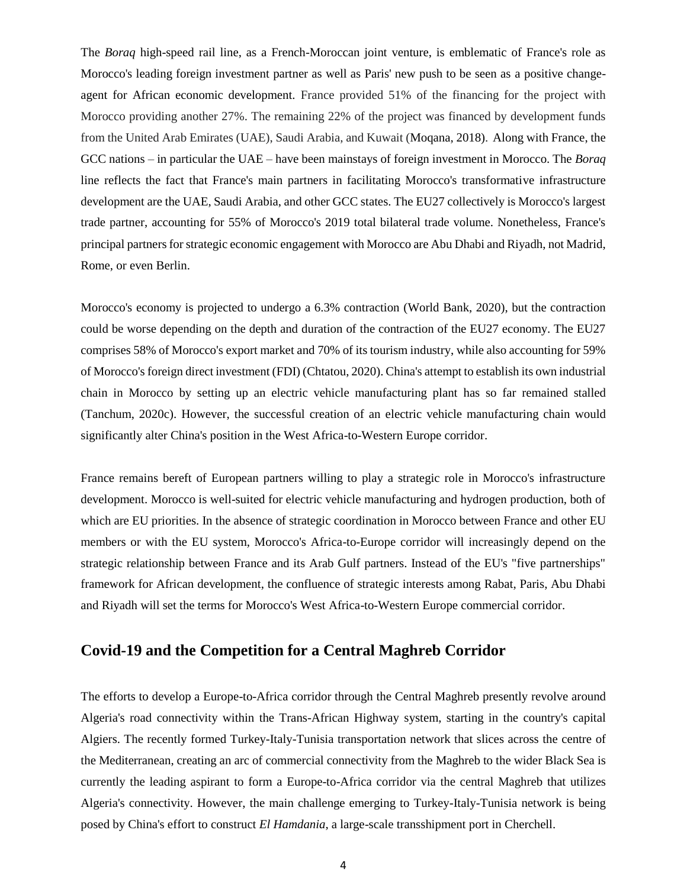The *Boraq* high-speed rail line, as a French-Moroccan joint venture, is emblematic of France's role as Morocco's leading foreign investment partner as well as Paris' new push to be seen as a positive change-agent for African economic development. France provided 51% of the financing for the project with Morocco providing another 27%. The remaining 22% of the project was financed by development funds from the United Arab Emirates (UAE), Saudi Arabia, and Kuwait (Moqana, 2018). Along with France, the GCC nations – in particular the UAE – have been mainstays of foreign investment in Morocco. The *Boraq* line reflects the fact that France's main partners in facilitating Morocco's transformative infrastructure development are the UAE, Saudi Arabia, and other GCC states. The EU27 collectively is Morocco's largest trade partner, accounting for 55% of Morocco's 2019 total bilateral trade volume. Nonetheless, France's principal partners for strategic economic engagement with Morocco are Abu Dhabi and Riyadh, not Madrid, Rome, or even Berlin.

Morocco's economy is projected to undergo a 6.3% contraction (World Bank, 2020), but the contraction could be worse depending on the depth and duration of the contraction of the EU27 economy. The EU27 comprises 58% of Morocco's export market and 70% of its tourism industry, while also accounting for 59% of Morocco's foreign direct investment (FDI) (Chtatou, 2020). China's attempt to establish its own industrial chain in Morocco by setting up an electric vehicle manufacturing plant has so far remained stalled (Tanchum, 2020c). However, the successful creation of an electric vehicle manufacturing chain would significantly alter China's position in the West Africa-to-Western Europe corridor.

France remains bereft of European partners willing to play a strategic role in Morocco's infrastructure development. Morocco is well-suited for electric vehicle manufacturing and hydrogen production, both of which are EU priorities. In the absence of strategic coordination in Morocco between France and other EU members or with the EU system, Morocco's Africa-to-Europe corridor will increasingly depend on the strategic relationship between France and its Arab Gulf partners. Instead of the EU's "five partnerships" framework for African development, the confluence of strategic interests among Rabat, Paris, Abu Dhabi and Riyadh will set the terms for Morocco's West Africa-to-Western Europe commercial corridor.

## Covid-19 and the Competition for a Central Maghreb Corridor

The efforts to develop a Europe-to-Africa corridor through the Central Maghreb presently revolve around Algeria's road connectivity within the Trans-African Highway system, starting in the country's capital Algiers. The recently formed Turkey-Italy-Tunisia transportation network that slices across the centre of the Mediterranean, creating an arc of commercial connectivity from the Maghreb to the wider Black Sea is currently the leading aspirant to form a Europe-to-Africa corridor via the central Maghreb that utilizes Algeria's connectivity. However, the main challenge emerging to Turkey-Italy-Tunisia network is being posed by China's effort to construct *El Hamdania*, a large-scale transshipment port in Cherchell.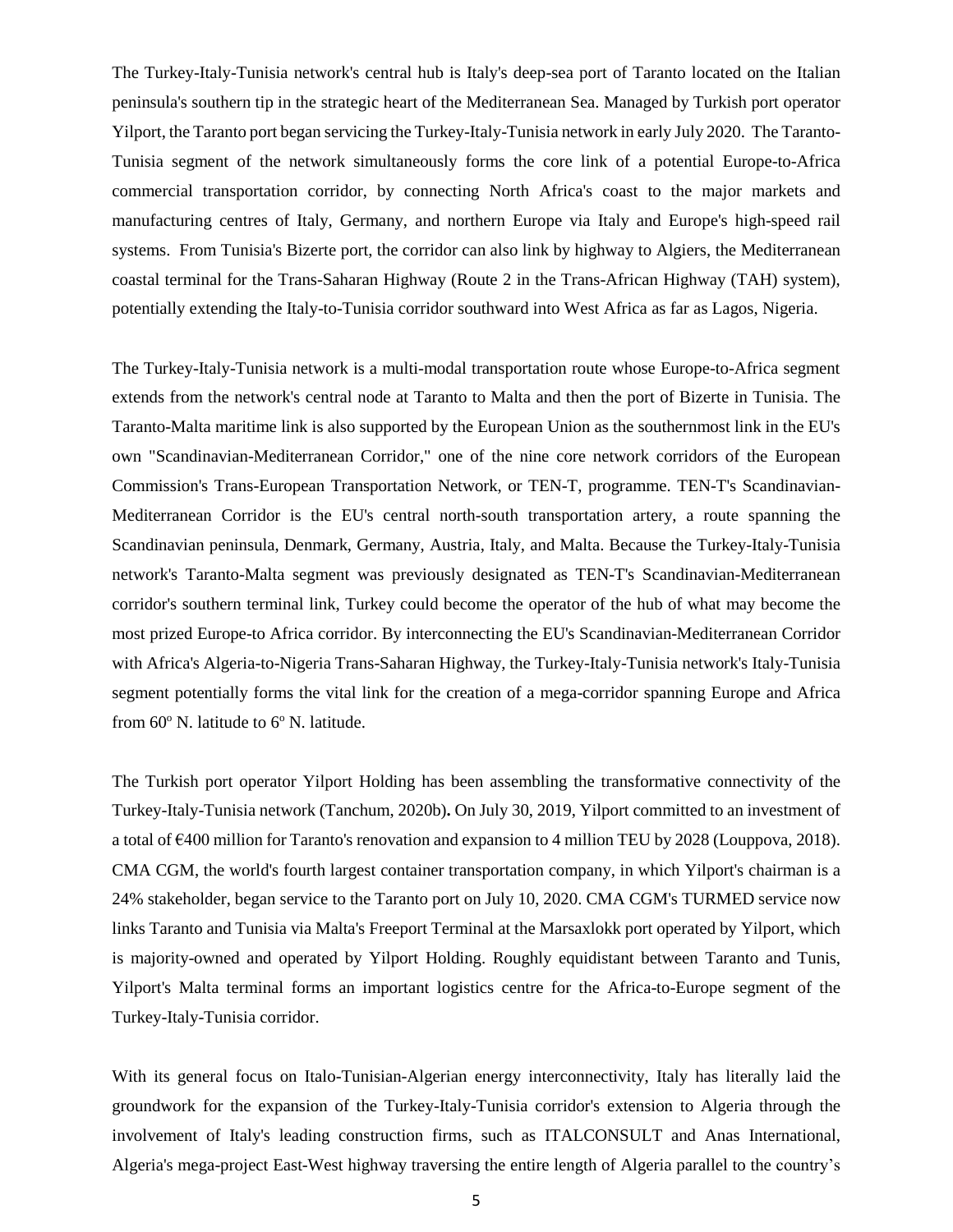The Turkey-Italy-Tunisia network's central hub is Italy's deep-sea port of Taranto located on the Italian peninsula's southern tip in the strategic heart of the Mediterranean Sea. Managed by Turkish port operator Yilport, the Taranto port began servicing the Turkey-Italy-Tunisia network in early July 2020. The Taranto-Tunisia segment of the network simultaneously forms the core link of a potential Europe-to-Africa commercial transportation corridor, by connecting North Africa's coast to the major markets and manufacturing centres of Italy, Germany, and northern Europe via Italy and Europe's high-speed rail systems. From Tunisia's Bizerte port, the corridor can also link by highway to Algiers, the Mediterranean coastal terminal for the Trans-Saharan Highway (Route 2 in the Trans-African Highway (TAH) system), potentially extending the Italy-to-Tunisia corridor southward into West Africa as far as Lagos, Nigeria.

The Turkey-Italy-Tunisia network is a multi-modal transportation route whose Europe-to-Africa segment extends from the network's central node at Taranto to Malta and then the port of Bizerte in Tunisia. The Taranto-Malta maritime link is also supported by the European Union as the southernmost link in the EU's own "Scandinavian-Mediterranean Corridor," one of the nine core network corridors of the European Commission's Trans-European Transportation Network, or TEN-T, programme. TEN-T's Scandinavian-Mediterranean Corridor is the EU's central north-south transportation artery, a route spanning the Scandinavian peninsula, Denmark, Germany, Austria, Italy, and Malta. Because the Turkey-Italy-Tunisia network's Taranto-Malta segment was previously designated as TEN-T's Scandinavian-Mediterranean corridor's southern terminal link, Turkey could become the operator of the hub of what may become the most prized Europe-to Africa corridor. By interconnecting the EU's Scandinavian-Mediterranean Corridor with Africa's Algeria-to-Nigeria Trans-Saharan Highway, the Turkey-Italy-Tunisia network's Italy-Tunisia segment potentially forms the vital link for the creation of a mega-corridor spanning Europe and Africa from 60° N. latitude to 6° N. latitude.

The Turkish port operator Yilport Holding has been assembling the transformative connectivity of the Turkey-Italy-Tunisia network (Tanchum, 2020b)**.** On July 30, 2019, Yilport committed to an investment of a total of €400 million for Taranto's renovation and expansion to 4 million TEU by 2028 (Louppova, 2018). CMA CGM, the world's fourth largest container transportation company, in which Yilport's chairman is a 24% stakeholder, began service to the Taranto port on July 10, 2020. CMA CGM's TURMED service now links Taranto and Tunisia via Malta's Freeport Terminal at the Marsaxlokk port operated by Yilport, which is majority-owned and operated by Yilport Holding. Roughly equidistant between Taranto and Tunis, Yilport's Malta terminal forms an important logistics centre for the Africa-to-Europe segment of the Turkey-Italy-Tunisia corridor.

With its general focus on Italo-Tunisian-Algerian energy interconnectivity, Italy has literally laid the groundwork for the expansion of the Turkey-Italy-Tunisia corridor's extension to Algeria through the involvement of Italy's leading construction firms, such as ITALCONSULT and Anas International, Algeria's mega-project East-West highway traversing the entire length of Algeria parallel to the country's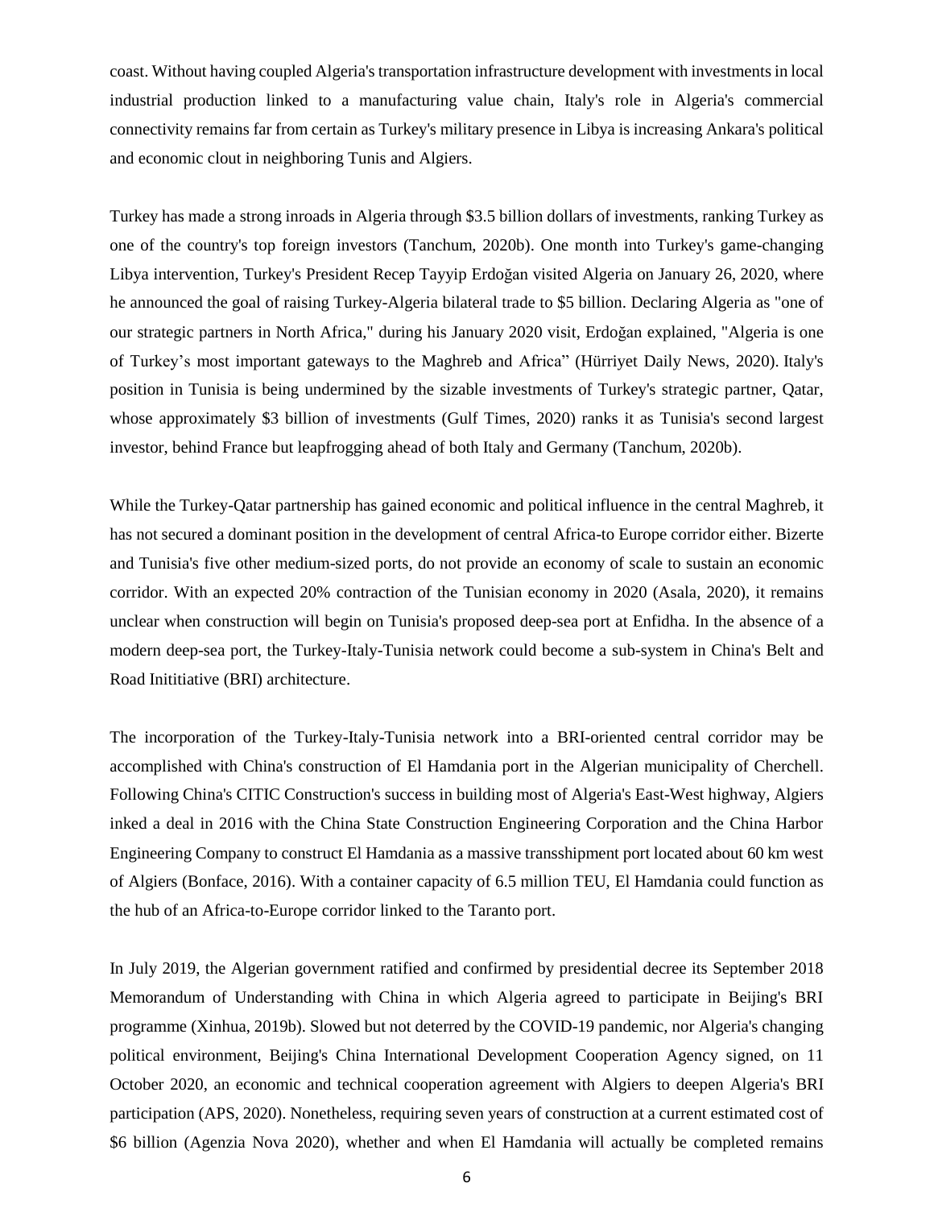coast. Without having coupled Algeria's transportation infrastructure development with investments in local industrial production linked to a manufacturing value chain, Italy's role in Algeria's commercial connectivity remains far from certain as Turkey's military presence in Libya is increasing Ankara's political and economic clout in neighboring Tunis and Algiers.

Turkey has made a strong inroads in Algeria through $3.5 billion dollars of investments, ranking Turkey as one of the country's top foreign investors (Tanchum, 2020b). One month into Turkey's game-changing Libya intervention, Turkey's President Recep Tayyip Erdoğan visited Algeria on January 26, 2020, where he announced the goal of raising Turkey-Algeria bilateral trade to $5 billion. Declaring Algeria as "one of our strategic partners in North Africa," during his January 2020 visit, Erdoğan explained, "Algeria is one of Turkey's most important gateways to the Maghreb and Africa" (Hürriyet Daily News, 2020). Italy's position in Tunisia is being undermined by the sizable investments of Turkey's strategic partner, Qatar, whose approximately $3 billion of investments (Gulf Times, 2020) ranks it as Tunisia's second largest investor, behind France but leapfrogging ahead of both Italy and Germany (Tanchum, 2020b).

While the Turkey-Qatar partnership has gained economic and political influence in the central Maghreb, it has not secured a dominant position in the development of central Africa-to Europe corridor either. Bizerte and Tunisia's five other medium-sized ports, do not provide an economy of scale to sustain an economic corridor. With an expected 20% contraction of the Tunisian economy in 2020 (Asala, 2020), it remains unclear when construction will begin on Tunisia's proposed deep-sea port at Enfidha. In the absence of a modern deep-sea port, the Turkey-Italy-Tunisia network could become a sub-system in China's Belt and Road Inititiative (BRI) architecture.

The incorporation of the Turkey-Italy-Tunisia network into a BRI-oriented central corridor may be accomplished with China's construction of El Hamdania port in the Algerian municipality of Cherchell. Following China's CITIC Construction's success in building most of Algeria's East-West highway, Algiers inked a deal in 2016 with the China State Construction Engineering Corporation and the China Harbor Engineering Company to construct El Hamdania as a massive transshipment port located about 60 km west of Algiers (Bonface, 2016). With a container capacity of 6.5 million TEU, El Hamdania could function as the hub of an Africa-to-Europe corridor linked to the Taranto port.

In July 2019, the Algerian government ratified and confirmed by presidential decree its September 2018 Memorandum of Understanding with China in which Algeria agreed to participate in Beijing's BRI programme (Xinhua, 2019b). Slowed but not deterred by the COVID-19 pandemic, nor Algeria's changing political environment, Beijing's China International Development Cooperation Agency signed, on 11 October 2020, an economic and technical cooperation agreement with Algiers to deepen Algeria's BRI participation (APS, 2020). Nonetheless, requiring seven years of construction at a current estimated cost of $6 billion (Agenzia Nova 2020), whether and when El Hamdania will actually be completed remains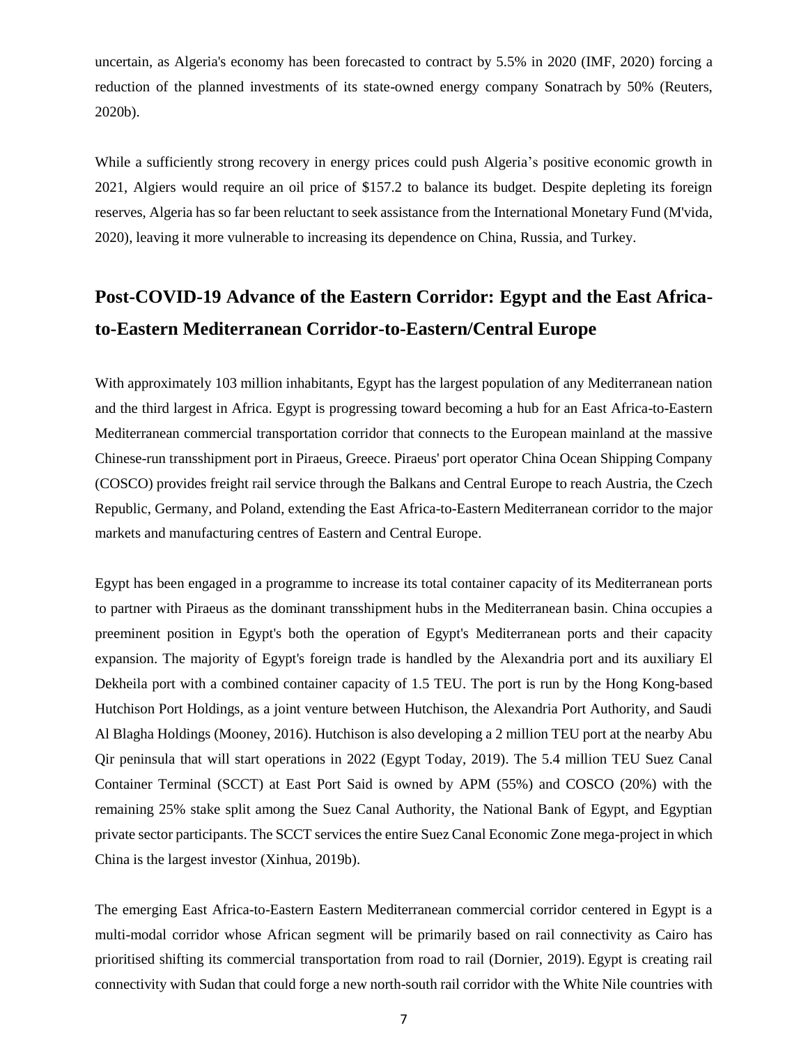uncertain, as Algeria's economy has been forecasted to contract by 5.5% in 2020 (IMF, 2020) forcing a reduction of the planned investments of its state-owned energy company Sonatrach by 50% (Reuters, 2020b).

While a sufficiently strong recovery in energy prices could push Algeria's positive economic growth in 2021, Algiers would require an oil price of $157.2 to balance its budget. Despite depleting its foreign reserves, Algeria has so far been reluctant to seek assistance from the International Monetary Fund (M'vida, 2020), leaving it more vulnerable to increasing its dependence on China, Russia, and Turkey.

## Post-COVID-19 Advance of the Eastern Corridor: Egypt and the East Africa-to-Eastern Mediterranean Corridor-to-Eastern/Central Europe

With approximately 103 million inhabitants, Egypt has the largest population of any Mediterranean nation and the third largest in Africa. Egypt is progressing toward becoming a hub for an East Africa-to-Eastern Mediterranean commercial transportation corridor that connects to the European mainland at the massive Chinese-run transshipment port in Piraeus, Greece. Piraeus' port operator China Ocean Shipping Company (COSCO) provides freight rail service through the Balkans and Central Europe to reach Austria, the Czech Republic, Germany, and Poland, extending the East Africa-to-Eastern Mediterranean corridor to the major markets and manufacturing centres of Eastern and Central Europe.

Egypt has been engaged in a programme to increase its total container capacity of its Mediterranean ports to partner with Piraeus as the dominant transshipment hubs in the Mediterranean basin. China occupies a preeminent position in Egypt's both the operation of Egypt's Mediterranean ports and their capacity expansion. The majority of Egypt's foreign trade is handled by the Alexandria port and its auxiliary El Dekheila port with a combined container capacity of 1.5 TEU. The port is run by the Hong Kong-based Hutchison Port Holdings, as a joint venture between Hutchison, the Alexandria Port Authority, and Saudi Al Blagha Holdings (Mooney, 2016). Hutchison is also developing a 2 million TEU port at the nearby Abu Qir peninsula that will start operations in 2022 (Egypt Today, 2019). The 5.4 million TEU Suez Canal Container Terminal (SCCT) at East Port Said is owned by APM (55%) and COSCO (20%) with the remaining 25% stake split among the Suez Canal Authority, the National Bank of Egypt, and Egyptian private sector participants. The SCCT services the entire Suez Canal Economic Zone mega-project in which China is the largest investor (Xinhua, 2019b).

The emerging East Africa-to-Eastern Eastern Mediterranean commercial corridor centered in Egypt is a multi-modal corridor whose African segment will be primarily based on rail connectivity as Cairo has prioritised shifting its commercial transportation from road to rail (Dornier, 2019). Egypt is creating rail connectivity with Sudan that could forge a new north-south rail corridor with the White Nile countries with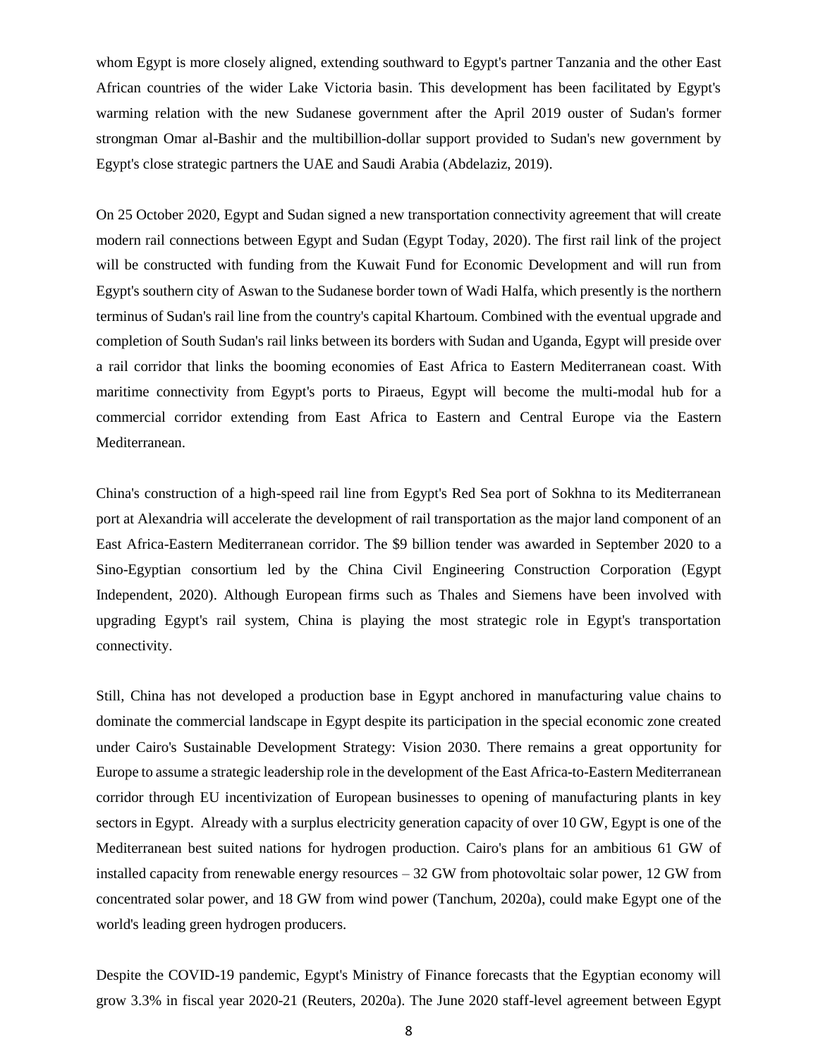whom Egypt is more closely aligned, extending southward to Egypt's partner Tanzania and the other East African countries of the wider Lake Victoria basin. This development has been facilitated by Egypt's warming relation with the new Sudanese government after the April 2019 ouster of Sudan's former strongman Omar al-Bashir and the multibillion-dollar support provided to Sudan's new government by Egypt's close strategic partners the UAE and Saudi Arabia (Abdelaziz, 2019).

On 25 October 2020, Egypt and Sudan signed a new transportation connectivity agreement that will create modern rail connections between Egypt and Sudan (Egypt Today, 2020). The first rail link of the project will be constructed with funding from the Kuwait Fund for Economic Development and will run from Egypt's southern city of Aswan to the Sudanese border town of Wadi Halfa, which presently is the northern terminus of Sudan's rail line from the country's capital Khartoum. Combined with the eventual upgrade and completion of South Sudan's rail links between its borders with Sudan and Uganda, Egypt will preside over a rail corridor that links the booming economies of East Africa to Eastern Mediterranean coast. With maritime connectivity from Egypt's ports to Piraeus, Egypt will become the multi-modal hub for a commercial corridor extending from East Africa to Eastern and Central Europe via the Eastern Mediterranean.

China's construction of a high-speed rail line from Egypt's Red Sea port of Sokhna to its Mediterranean port at Alexandria will accelerate the development of rail transportation as the major land component of an East Africa-Eastern Mediterranean corridor. The $9 billion tender was awarded in September 2020 to a Sino-Egyptian consortium led by the China Civil Engineering Construction Corporation (Egypt Independent, 2020). Although European firms such as Thales and Siemens have been involved with upgrading Egypt's rail system, China is playing the most strategic role in Egypt's transportation connectivity.

Still, China has not developed a production base in Egypt anchored in manufacturing value chains to dominate the commercial landscape in Egypt despite its participation in the special economic zone created under Cairo's Sustainable Development Strategy: Vision 2030. There remains a great opportunity for Europe to assume a strategic leadership role in the development of the East Africa-to-Eastern Mediterranean corridor through EU incentivization of European businesses to opening of manufacturing plants in key sectors in Egypt. Already with a surplus electricity generation capacity of over 10 GW, Egypt is one of the Mediterranean best suited nations for hydrogen production. Cairo's plans for an ambitious 61 GW of installed capacity from renewable energy resources – 32 GW from photovoltaic solar power, 12 GW from concentrated solar power, and 18 GW from wind power (Tanchum, 2020a), could make Egypt one of the world's leading green hydrogen producers.

Despite the COVID-19 pandemic, Egypt's Ministry of Finance forecasts that the Egyptian economy will grow 3.3% in fiscal year 2020-21 (Reuters, 2020a). The June 2020 staff-level agreement between Egypt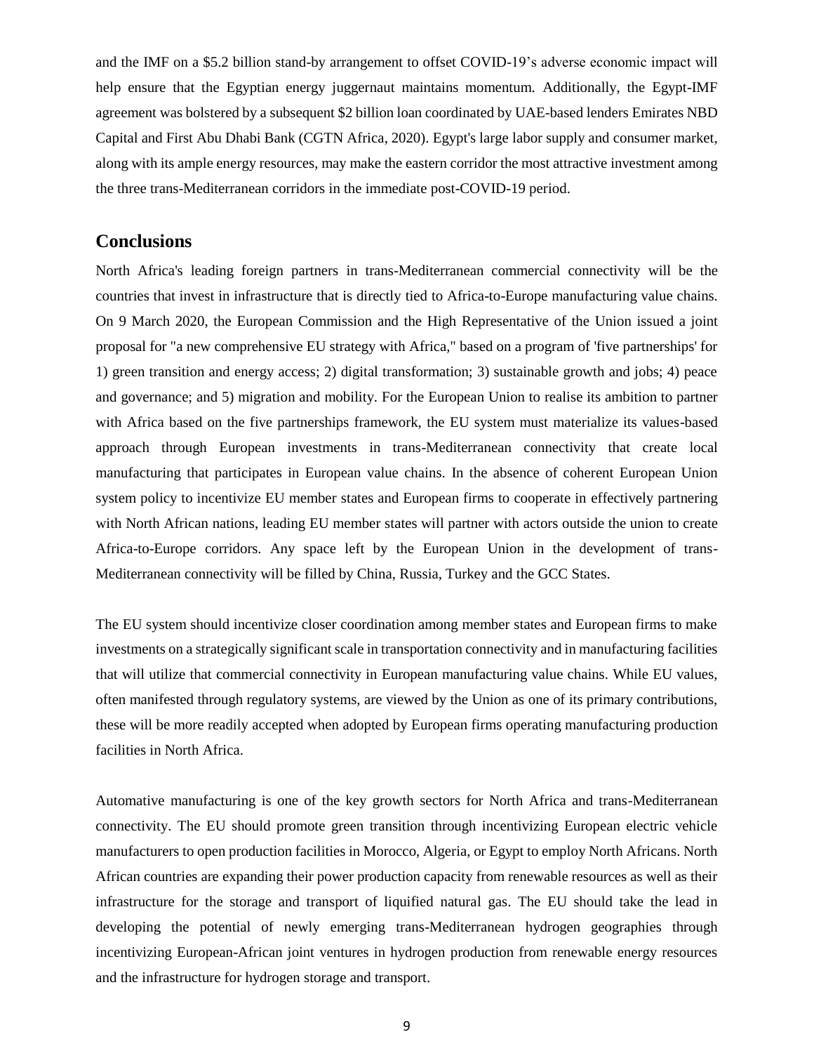and the IMF on a $5.2 billion stand-by arrangement to offset COVID-19's adverse economic impact will help ensure that the Egyptian energy juggernaut maintains momentum. Additionally, the Egypt-IMF agreement was bolstered by a subsequent $2 billion loan coordinated by UAE-based lenders Emirates NBD Capital and First Abu Dhabi Bank (CGTN Africa, 2020). Egypt's large labor supply and consumer market, along with its ample energy resources, may make the eastern corridor the most attractive investment among the three trans-Mediterranean corridors in the immediate post-COVID-19 period.

## Conclusions

North Africa's leading foreign partners in trans-Mediterranean commercial connectivity will be the countries that invest in infrastructure that is directly tied to Africa-to-Europe manufacturing value chains. On 9 March 2020, the European Commission and the High Representative of the Union issued a joint proposal for "a new comprehensive EU strategy with Africa," based on a program of 'five partnerships' for 1) green transition and energy access; 2) digital transformation; 3) sustainable growth and jobs; 4) peace and governance; and 5) migration and mobility. For the European Union to realise its ambition to partner with Africa based on the five partnerships framework, the EU system must materialize its values-based approach through European investments in trans-Mediterranean connectivity that create local manufacturing that participates in European value chains. In the absence of coherent European Union system policy to incentivize EU member states and European firms to cooperate in effectively partnering with North African nations, leading EU member states will partner with actors outside the union to create Africa-to-Europe corridors. Any space left by the European Union in the development of trans-Mediterranean connectivity will be filled by China, Russia, Turkey and the GCC States.

The EU system should incentivize closer coordination among member states and European firms to make investments on a strategically significant scale in transportation connectivity and in manufacturing facilities that will utilize that commercial connectivity in European manufacturing value chains. While EU values, often manifested through regulatory systems, are viewed by the Union as one of its primary contributions, these will be more readily accepted when adopted by European firms operating manufacturing production facilities in North Africa.

Automative manufacturing is one of the key growth sectors for North Africa and trans-Mediterranean connectivity. The EU should promote green transition through incentivizing European electric vehicle manufacturers to open production facilities in Morocco, Algeria, or Egypt to employ North Africans. North African countries are expanding their power production capacity from renewable resources as well as their infrastructure for the storage and transport of liquified natural gas. The EU should take the lead in developing the potential of newly emerging trans-Mediterranean hydrogen geographies through incentivizing European-African joint ventures in hydrogen production from renewable energy resources and the infrastructure for hydrogen storage and transport.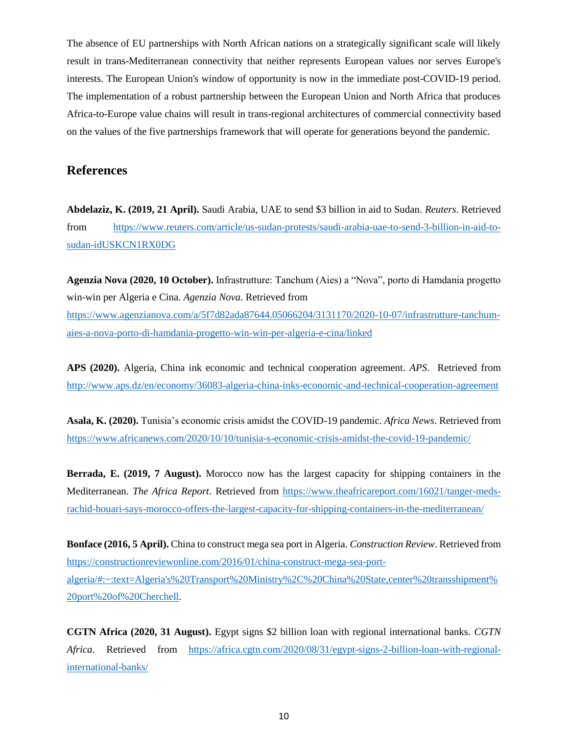The absence of EU partnerships with North African nations on a strategically significant scale will likely result in trans-Mediterranean connectivity that neither represents European values nor serves Europe's interests. The European Union's window of opportunity is now in the immediate post-COVID-19 period. The implementation of a robust partnership between the European Union and North Africa that produces Africa-to-Europe value chains will result in trans-regional architectures of commercial connectivity based on the values of the five partnerships framework that will operate for generations beyond the pandemic.

## References

**Abdelaziz, K. (2019, 21 April).** Saudi Arabia, UAE to send $3 billion in aid to Sudan. *Reuters*. Retrieved from https://www.reuters.com/article/us-sudan-protests/saudi-arabia-uae-to-send-3-billion-in-aid-to-sudan-idUSKCN1RX0DG

**Agenzia Nova (2020, 10 October).** Infrastrutture: Tanchum (Aies) a "Nova", porto di Hamdania progetto win-win per Algeria e Cina. *Agenzia Nova*. Retrieved from https://www.agenzianova.com/a/5f7d82ada87644.05066204/3131170/2020-10-07/infrastrutture-tanchum-aies-a-nova-porto-di-hamdania-progetto-win-win-per-algeria-e-cina/linked

**APS (2020).** Algeria, China ink economic and technical cooperation agreement. *APS*. Retrieved from http://www.aps.dz/en/economy/36083-algeria-china-inks-economic-and-technical-cooperation-agreement

**Asala, K. (2020).** Tunisia's economic crisis amidst the COVID-19 pandemic. *Africa News*. Retrieved from https://www.africanews.com/2020/10/10/tunisia-s-economic-crisis-amidst-the-covid-19-pandemic/

**Berrada, E. (2019, 7 August).** Morocco now has the largest capacity for shipping containers in the Mediterranean. *The Africa Report*. Retrieved from https://www.theafricareport.com/16021/tanger-meds-rachid-houari-says-morocco-offers-the-largest-capacity-for-shipping-containers-in-the-mediterranean/

**Bonface (2016, 5 April).** China to construct mega sea port in Algeria. *Construction Review*. Retrieved from https://constructionreviewonline.com/2016/01/china-construct-mega-sea-port-algeria/#:~:text=Algeria's%20Transport%20Ministry%2C%20China%20State,center%20transshipment%20port%20of%20Cherchell.

**CGTN Africa (2020, 31 August).** Egypt signs $2 billion loan with regional international banks. *CGTN Africa*. Retrieved from https://africa.cgtn.com/2020/08/31/egypt-signs-2-billion-loan-with-regional-international-banks/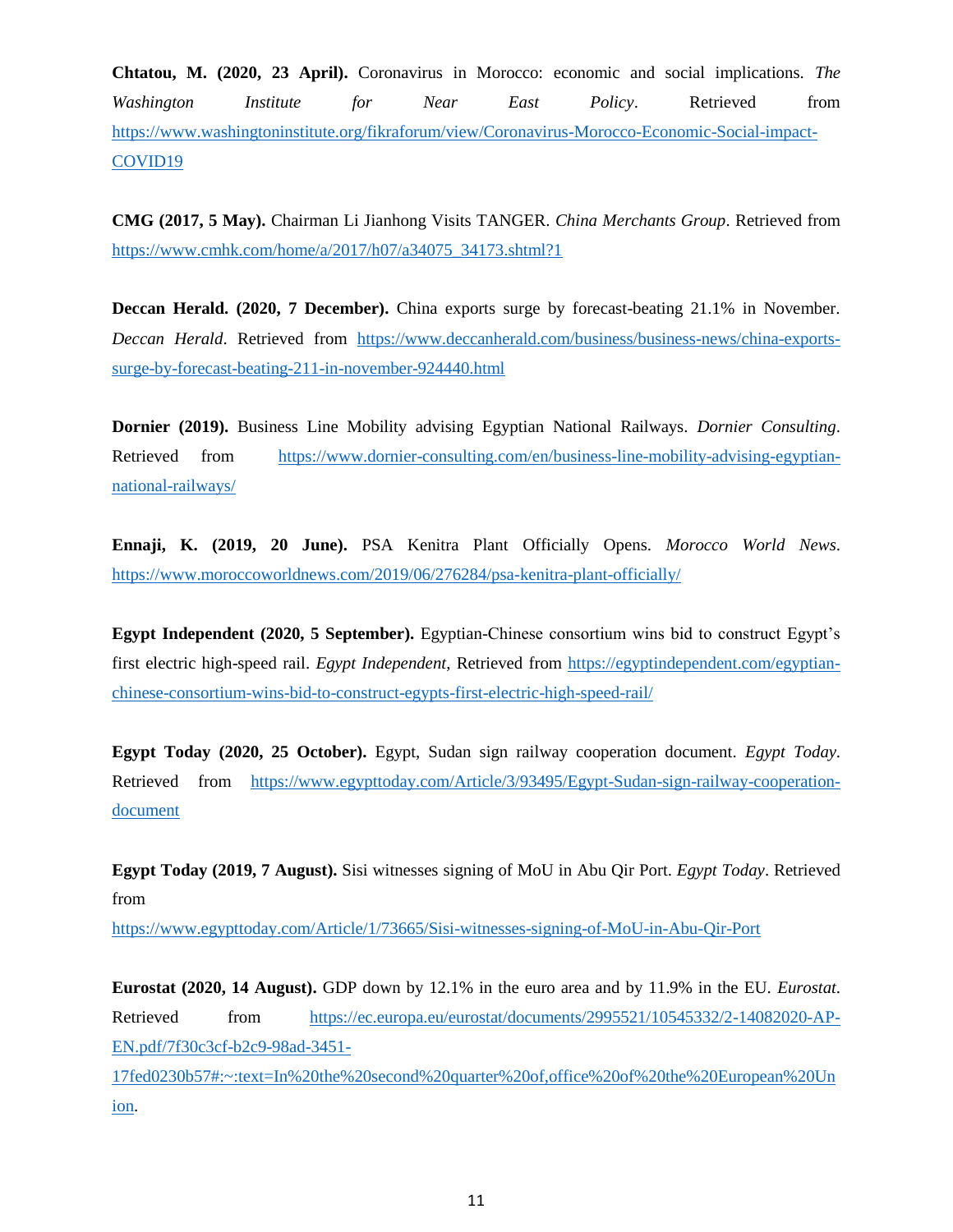**Chtatou, M. (2020, 23 April).** Coronavirus in Morocco: economic and social implications. *The Washington Institute for Near East Policy*. Retrieved from https://www.washingtoninstitute.org/fikraforum/view/Coronavirus-Morocco-Economic-Social-impact-COVID19

**CMG (2017, 5 May).** Chairman Li Jianhong Visits TANGER. *China Merchants Group*. Retrieved from https://www.cmhk.com/home/a/2017/h07/a34075_34173.shtml?1

**Deccan Herald. (2020, 7 December).** China exports surge by forecast-beating 21.1% in November. *Deccan Herald*. Retrieved from https://www.deccanherald.com/business/business-news/china-exports-surge-by-forecast-beating-211-in-november-924440.html

**Dornier (2019).** Business Line Mobility advising Egyptian National Railways. *Dornier Consulting*. Retrieved from https://www.dornier-consulting.com/en/business-line-mobility-advising-egyptian-national-railways/

**Ennaji, K. (2019, 20 June).** PSA Kenitra Plant Officially Opens. *Morocco World News*. https://www.moroccoworldnews.com/2019/06/276284/psa-kenitra-plant-officially/

**Egypt Independent (2020, 5 September).** Egyptian-Chinese consortium wins bid to construct Egypt's first electric high-speed rail. *Egypt Independent*, Retrieved from https://egyptindependent.com/egyptian-chinese-consortium-wins-bid-to-construct-egypts-first-electric-high-speed-rail/

**Egypt Today (2020, 25 October).** Egypt, Sudan sign railway cooperation document. *Egypt Today*. Retrieved from https://www.egypttoday.com/Article/3/93495/Egypt-Sudan-sign-railway-cooperation-document

**Egypt Today (2019, 7 August).** Sisi witnesses signing of MoU in Abu Qir Port. *Egypt Today*. Retrieved from https://www.egypttoday.com/Article/1/73665/Sisi-witnesses-signing-of-MoU-in-Abu-Qir-Port

**Eurostat (2020, 14 August).** GDP down by 12.1% in the euro area and by 11.9% in the EU. *Eurostat*. Retrieved from https://ec.europa.eu/eurostat/documents/2995521/10545332/2-14082020-AP-EN.pdf/7f30c3cf-b2c9-98ad-3451-17fed0230b57#:~:text=In%20the%20second%20quarter%20of,office%20of%20the%20European%20Union.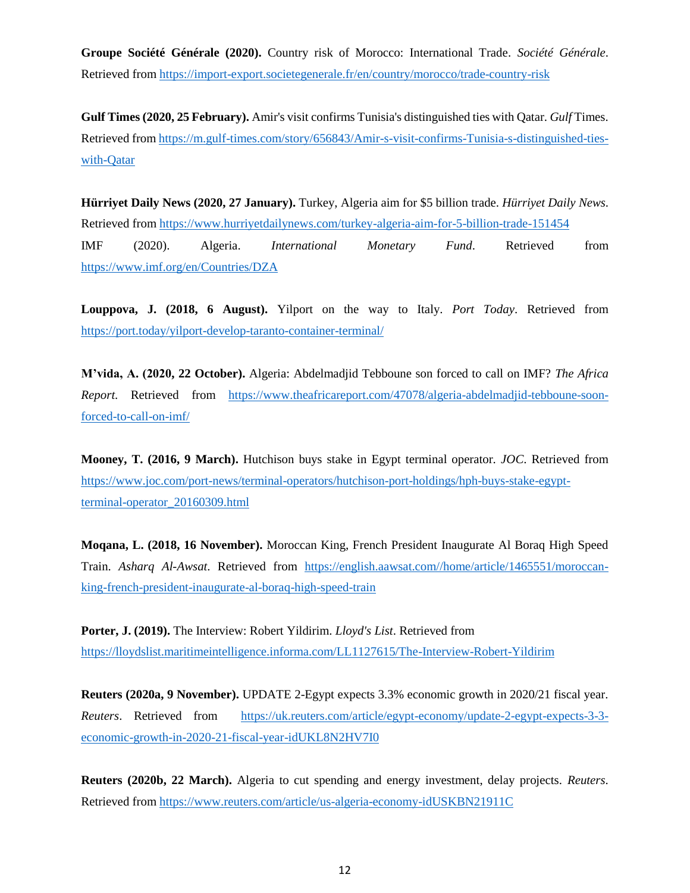**Groupe Société Générale (2020).** Country risk of Morocco: International Trade. *Société Générale*. Retrieved from https://import-export.societegenerale.fr/en/country/morocco/trade-country-risk

**Gulf Times (2020, 25 February).** Amir's visit confirms Tunisia's distinguished ties with Qatar. *Gulf* Times. Retrieved from https://m.gulf-times.com/story/656843/Amir-s-visit-confirms-Tunisia-s-distinguished-ties-with-Qatar

**Hürriyet Daily News (2020, 27 January).** Turkey, Algeria aim for $5 billion trade. *Hürriyet Daily News*. Retrieved from https://www.hurriyetdailynews.com/turkey-algeria-aim-for-5-billion-trade-151454
IMF (2020). Algeria. *International Monetary Fund*. Retrieved from https://www.imf.org/en/Countries/DZA

**Louppova, J. (2018, 6 August).** Yilport on the way to Italy. *Port Today*. Retrieved from https://port.today/yilport-develop-taranto-container-terminal/

**M'vida, A. (2020, 22 October).** Algeria: Abdelmadjid Tebboune son forced to call on IMF? *The Africa Report*. Retrieved from https://www.theafricareport.com/47078/algeria-abdelmadjid-tebboune-soon-forced-to-call-on-imf/

**Mooney, T. (2016, 9 March).** Hutchison buys stake in Egypt terminal operator. *JOC*. Retrieved from https://www.joc.com/port-news/terminal-operators/hutchison-port-holdings/hph-buys-stake-egypt-terminal-operator_20160309.html

**Moqana, L. (2018, 16 November).** Moroccan King, French President Inaugurate Al Boraq High Speed Train. *Asharq Al-Awsat*. Retrieved from https://english.aawsat.com//home/article/1465551/moroccan-king-french-president-inaugurate-al-boraq-high-speed-train

**Porter, J. (2019).** The Interview: Robert Yildirim. *Lloyd's List*. Retrieved from https://lloydslist.maritimeintelligence.informa.com/LL1127615/The-Interview-Robert-Yildirim

**Reuters (2020a, 9 November).** UPDATE 2-Egypt expects 3.3% economic growth in 2020/21 fiscal year. *Reuters*. Retrieved from https://uk.reuters.com/article/egypt-economy/update-2-egypt-expects-3-3-economic-growth-in-2020-21-fiscal-year-idUKL8N2HV7I0

**Reuters (2020b, 22 March).** Algeria to cut spending and energy investment, delay projects. *Reuters*. Retrieved from https://www.reuters.com/article/us-algeria-economy-idUSKBN21911C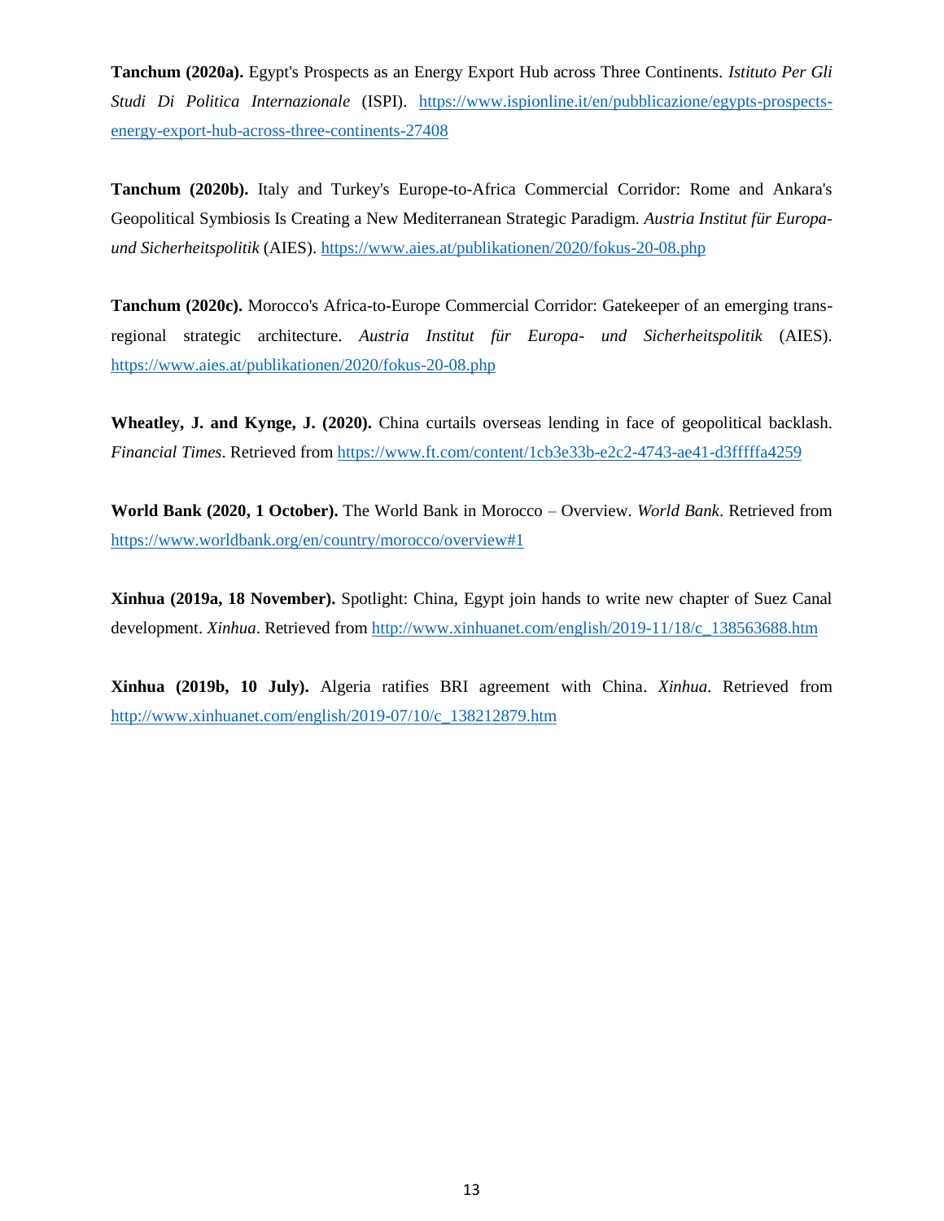**Tanchum (2020a).** Egypt's Prospects as an Energy Export Hub across Three Continents. *Istituto Per Gli Studi Di Politica Internazionale* (ISPI). https://www.ispionline.it/en/pubblicazione/egypts-prospects-energy-export-hub-across-three-continents-27408

**Tanchum (2020b).** Italy and Turkey's Europe-to-Africa Commercial Corridor: Rome and Ankara's Geopolitical Symbiosis Is Creating a New Mediterranean Strategic Paradigm. *Austria Institut für Europa- und Sicherheitspolitik* (AIES). https://www.aies.at/publikationen/2020/fokus-20-08.php

**Tanchum (2020c).** Morocco's Africa-to-Europe Commercial Corridor: Gatekeeper of an emerging trans-regional strategic architecture. *Austria Institut für Europa- und Sicherheitspolitik* (AIES). https://www.aies.at/publikationen/2020/fokus-20-08.php

**Wheatley, J. and Kynge, J. (2020).** China curtails overseas lending in face of geopolitical backlash. *Financial Times*. Retrieved from https://www.ft.com/content/1cb3e33b-e2c2-4743-ae41-d3fffffa4259

**World Bank (2020, 1 October).** The World Bank in Morocco – Overview. *World Bank*. Retrieved from https://www.worldbank.org/en/country/morocco/overview#1

**Xinhua (2019a, 18 November).** Spotlight: China, Egypt join hands to write new chapter of Suez Canal development. *Xinhua*. Retrieved from http://www.xinhuanet.com/english/2019-11/18/c_138563688.htm

**Xinhua (2019b, 10 July).** Algeria ratifies BRI agreement with China. *Xinhua*. Retrieved from http://www.xinhuanet.com/english/2019-07/10/c_138212879.htm